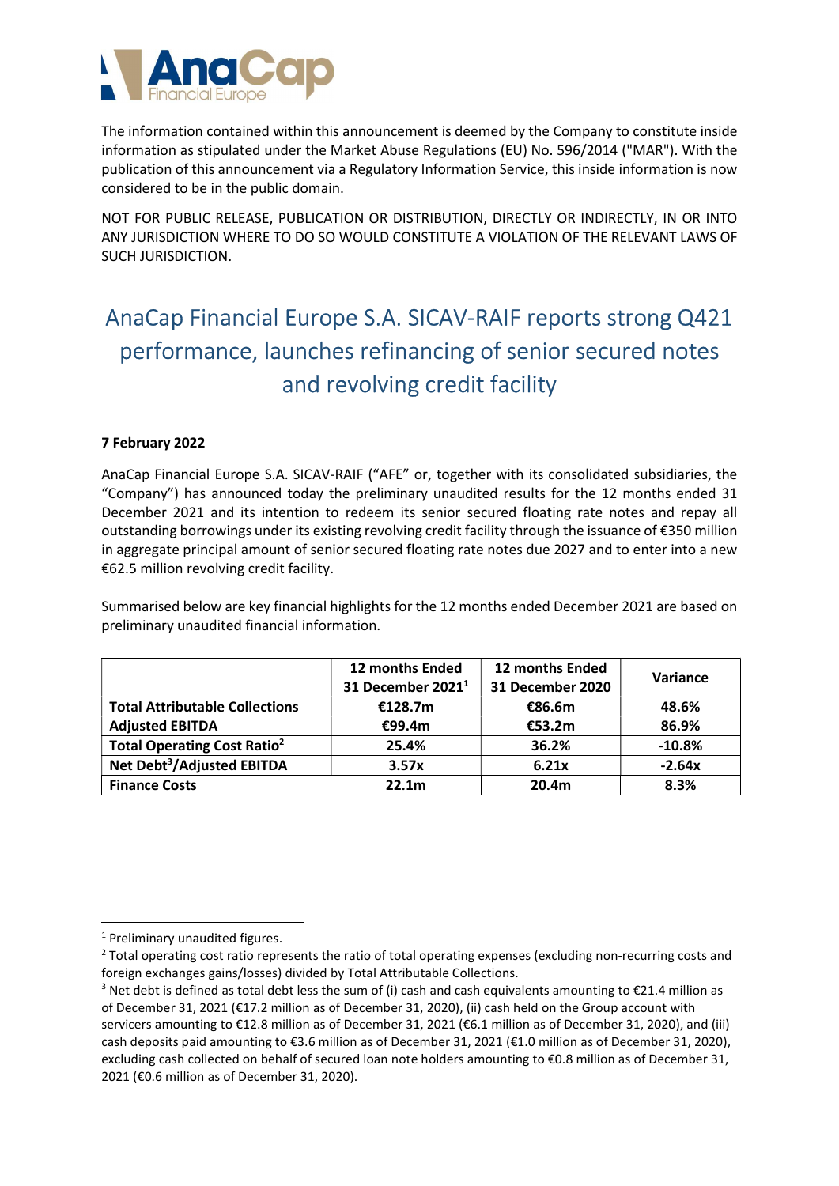The information contained within this announcement is deemed by the Company to constitute inside information as stipulated under the Market Abuse Regulations (EU) No. 596/2014 ("MAR"). With the publication of this announcement via a Regulatory Information Service, this inside information is now considered to be in the public domain.

NOT FOR PUBLIC RELEASE, PUBLICATION OR DISTRIBUTION, DIRECTLY OR INDIRECTLY, IN OR INTO ANY JURISDICTION WHERE TO DO SO WOULD CONSTITUTE A VIOLATION OF THE RELEVANT LAWS OF SUCH JURISDICTION.

# AnaCap Financial Europe S.A. SICAV-RAIF reports strong Q421 performance, launches refinancing of senior secured notes and revolving credit facility

**7 February 2022**

AnaCap Financial Europe S.A. SICAV-RAIF ("AFE" or, together with its consolidated subsidiaries, the "Company") has announced today the preliminary unaudited results for the 12 months ended 31 December 2021 and its intention to redeem its senior secured floating rate notes and repay all outstanding borrowings under its existing revolving credit facility through the issuance of €350 million in aggregate principal amount of senior secured floating rate notes due 2027 and to enter into a new €62.5 million revolving credit facility.

Summarised below are key financial highlights for the 12 months ended December 2021 are based on preliminary unaudited financial information.

| | **12 months Ended 31 December 2021[1]** | **12 months Ended 31 December 2020** | **Variance** |
|---|---|---|---|
| **Total Attributable Collections** | **€128.7m** | **€86.6m** | **48.6%** |
| **Adjusted EBITDA** | **€99.4m** | **€53.2m** | **86.9%** |
| **Total Operating Cost Ratio[2]** | **25.4%** | **36.2%** | **-10.8%** |
| **Net Debt[3]/Adjusted EBITDA** | **3.57x** | **6.21x** | **-2.64x** |
| **Finance Costs** | **22.1m** | **20.4m** | **8.3%** |

[1] Preliminary unaudited figures.

[2] Total operating cost ratio represents the ratio of total operating expenses (excluding non-recurring costs and foreign exchanges gains/losses) divided by Total Attributable Collections.

[3] Net debt is defined as total debt less the sum of (i) cash and cash equivalents amounting to €21.4 million as of December 31, 2021 (€17.2 million as of December 31, 2020), (ii) cash held on the Group account with servicers amounting to €12.8 million as of December 31, 2021 (€6.1 million as of December 31, 2020), and (iii) cash deposits paid amounting to €3.6 million as of December 31, 2021 (€1.0 million as of December 31, 2020), excluding cash collected on behalf of secured loan note holders amounting to €0.8 million as of December 31, 2021 (€0.6 million as of December 31, 2020).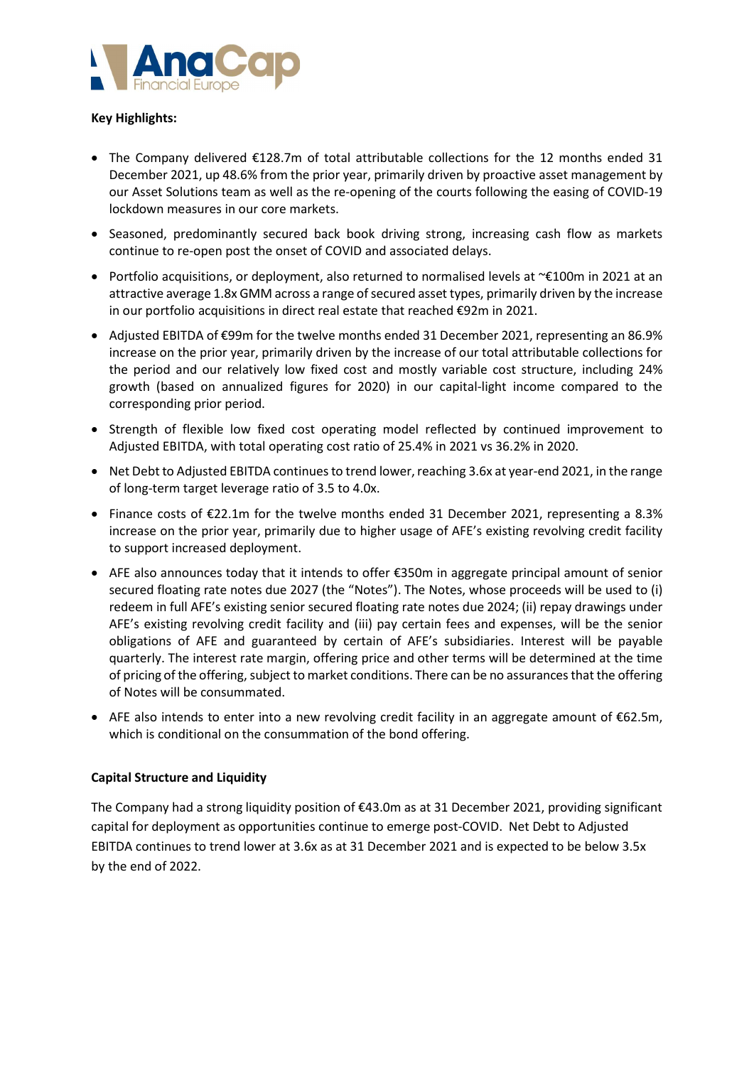**Key Highlights:**

- The Company delivered €128.7m of total attributable collections for the 12 months ended 31 December 2021, up 48.6% from the prior year, primarily driven by proactive asset management by our Asset Solutions team as well as the re-opening of the courts following the easing of COVID-19 lockdown measures in our core markets.
- Seasoned, predominantly secured back book driving strong, increasing cash flow as markets continue to re-open post the onset of COVID and associated delays.
- Portfolio acquisitions, or deployment, also returned to normalised levels at ~€100m in 2021 at an attractive average 1.8x GMM across a range of secured asset types, primarily driven by the increase in our portfolio acquisitions in direct real estate that reached €92m in 2021.
- Adjusted EBITDA of €99m for the twelve months ended 31 December 2021, representing an 86.9% increase on the prior year, primarily driven by the increase of our total attributable collections for the period and our relatively low fixed cost and mostly variable cost structure, including 24% growth (based on annualized figures for 2020) in our capital-light income compared to the corresponding prior period.
- Strength of flexible low fixed cost operating model reflected by continued improvement to Adjusted EBITDA, with total operating cost ratio of 25.4% in 2021 vs 36.2% in 2020.
- Net Debt to Adjusted EBITDA continues to trend lower, reaching 3.6x at year-end 2021, in the range of long-term target leverage ratio of 3.5 to 4.0x.
- Finance costs of €22.1m for the twelve months ended 31 December 2021, representing a 8.3% increase on the prior year, primarily due to higher usage of AFE's existing revolving credit facility to support increased deployment.
- AFE also announces today that it intends to offer €350m in aggregate principal amount of senior secured floating rate notes due 2027 (the "Notes"). The Notes, whose proceeds will be used to (i) redeem in full AFE's existing senior secured floating rate notes due 2024; (ii) repay drawings under AFE's existing revolving credit facility and (iii) pay certain fees and expenses, will be the senior obligations of AFE and guaranteed by certain of AFE's subsidiaries. Interest will be payable quarterly. The interest rate margin, offering price and other terms will be determined at the time of pricing of the offering, subject to market conditions. There can be no assurances that the offering of Notes will be consummated.
- AFE also intends to enter into a new revolving credit facility in an aggregate amount of €62.5m, which is conditional on the consummation of the bond offering.

**Capital Structure and Liquidity**

The Company had a strong liquidity position of €43.0m as at 31 December 2021, providing significant capital for deployment as opportunities continue to emerge post-COVID. Net Debt to Adjusted EBITDA continues to trend lower at 3.6x as at 31 December 2021 and is expected to be below 3.5x by the end of 2022.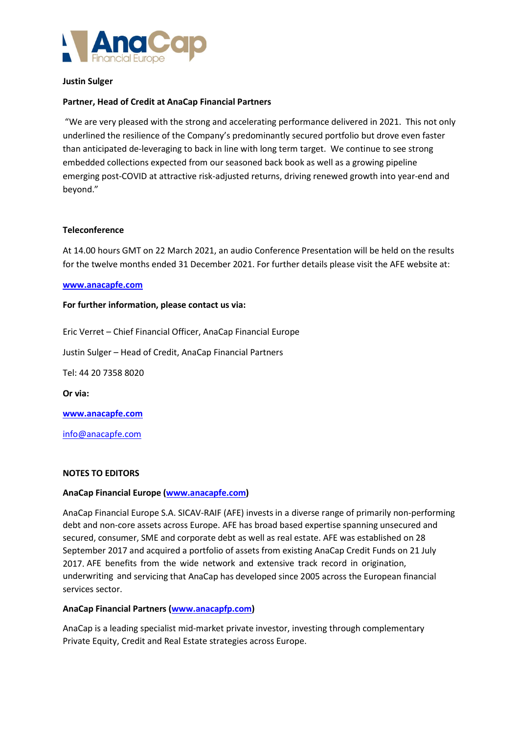**Justin Sulger**

**Partner, Head of Credit at AnaCap Financial Partners**

"We are very pleased with the strong and accelerating performance delivered in 2021. This not only underlined the resilience of the Company's predominantly secured portfolio but drove even faster than anticipated de-leveraging to back in line with long term target. We continue to see strong embedded collections expected from our seasoned back book as well as a growing pipeline emerging post-COVID at attractive risk-adjusted returns, driving renewed growth into year-end and beyond."

**Teleconference**

At 14.00 hours GMT on 22 March 2021, an audio Conference Presentation will be held on the results for the twelve months ended 31 December 2021. For further details please visit the AFE website at:

[www.anacapfe.com](www.anacapfe.com)

**For further information, please contact us via:**

Eric Verret – Chief Financial Officer, AnaCap Financial Europe

Justin Sulger – Head of Credit, AnaCap Financial Partners

Tel: 44 20 7358 8020

**Or via:**

[www.anacapfe.com](www.anacapfe.com)

info@anacapfe.com

**NOTES TO EDITORS**

**AnaCap Financial Europe ([www.anacapfe.com](www.anacapfe.com))**

AnaCap Financial Europe S.A. SICAV-RAIF (AFE) invests in a diverse range of primarily non-performing debt and non-core assets across Europe. AFE has broad based expertise spanning unsecured and secured, consumer, SME and corporate debt as well as real estate. AFE was established on 28 September 2017 and acquired a portfolio of assets from existing AnaCap Credit Funds on 21 July 2017. AFE benefits from the wide network and extensive track record in origination, underwriting and servicing that AnaCap has developed since 2005 across the European financial services sector.

**AnaCap Financial Partners ([www.anacapfp.com](www.anacapfp.com))**

AnaCap is a leading specialist mid-market private investor, investing through complementary Private Equity, Credit and Real Estate strategies across Europe.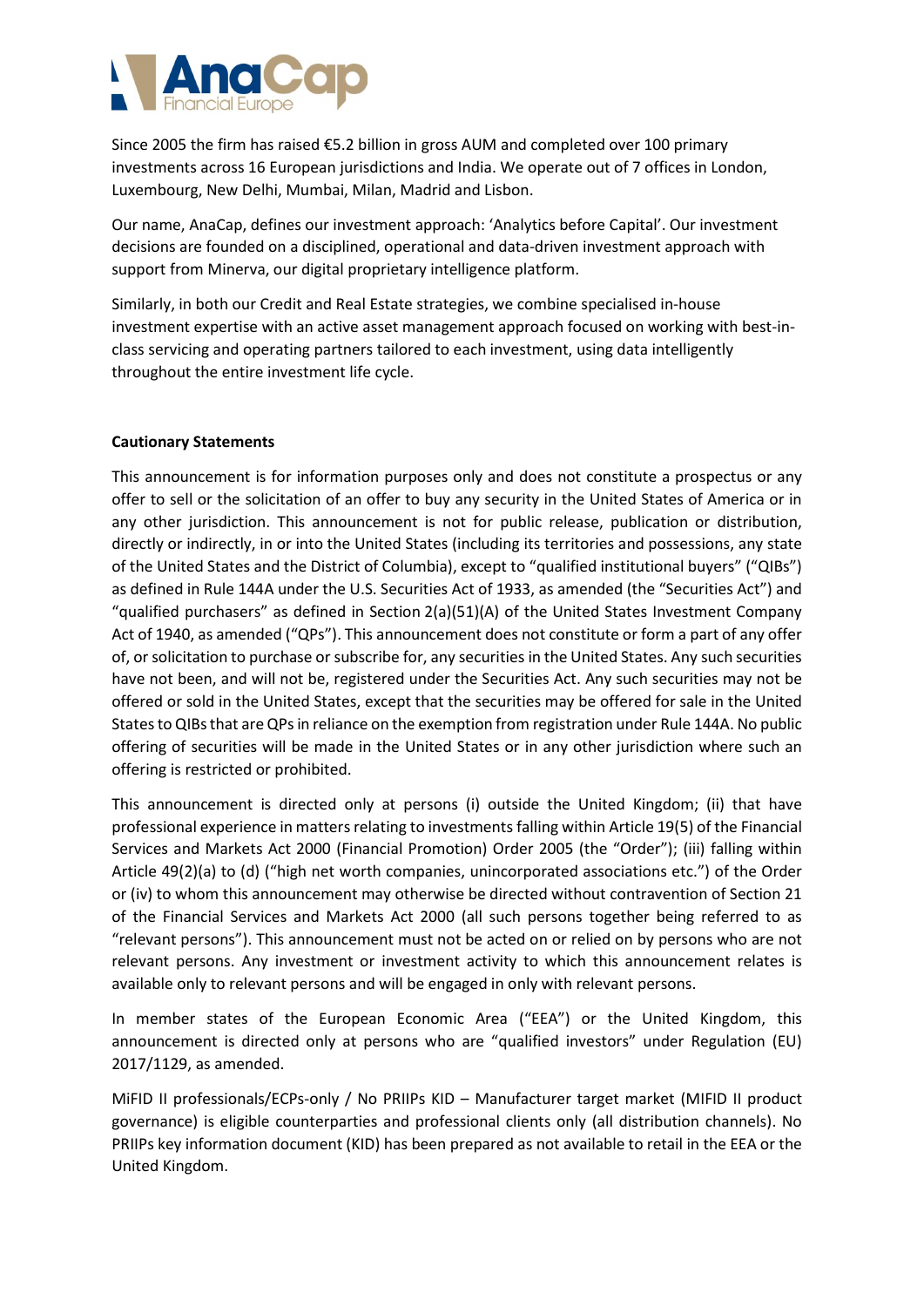Since 2005 the firm has raised €5.2 billion in gross AUM and completed over 100 primary investments across 16 European jurisdictions and India. We operate out of 7 offices in London, Luxembourg, New Delhi, Mumbai, Milan, Madrid and Lisbon.

Our name, AnaCap, defines our investment approach: 'Analytics before Capital'. Our investment decisions are founded on a disciplined, operational and data-driven investment approach with support from Minerva, our digital proprietary intelligence platform.

Similarly, in both our Credit and Real Estate strategies, we combine specialised in-house investment expertise with an active asset management approach focused on working with best-in-class servicing and operating partners tailored to each investment, using data intelligently throughout the entire investment life cycle.

**Cautionary Statements**

This announcement is for information purposes only and does not constitute a prospectus or any offer to sell or the solicitation of an offer to buy any security in the United States of America or in any other jurisdiction. This announcement is not for public release, publication or distribution, directly or indirectly, in or into the United States (including its territories and possessions, any state of the United States and the District of Columbia), except to "qualified institutional buyers" ("QIBs") as defined in Rule 144A under the U.S. Securities Act of 1933, as amended (the "Securities Act") and "qualified purchasers" as defined in Section 2(a)(51)(A) of the United States Investment Company Act of 1940, as amended ("QPs"). This announcement does not constitute or form a part of any offer of, or solicitation to purchase or subscribe for, any securities in the United States. Any such securities have not been, and will not be, registered under the Securities Act. Any such securities may not be offered or sold in the United States, except that the securities may be offered for sale in the United States to QIBs that are QPs in reliance on the exemption from registration under Rule 144A. No public offering of securities will be made in the United States or in any other jurisdiction where such an offering is restricted or prohibited.

This announcement is directed only at persons (i) outside the United Kingdom; (ii) that have professional experience in matters relating to investments falling within Article 19(5) of the Financial Services and Markets Act 2000 (Financial Promotion) Order 2005 (the "Order"); (iii) falling within Article 49(2)(a) to (d) ("high net worth companies, unincorporated associations etc.") of the Order or (iv) to whom this announcement may otherwise be directed without contravention of Section 21 of the Financial Services and Markets Act 2000 (all such persons together being referred to as "relevant persons"). This announcement must not be acted on or relied on by persons who are not relevant persons. Any investment or investment activity to which this announcement relates is available only to relevant persons and will be engaged in only with relevant persons.

In member states of the European Economic Area ("EEA") or the United Kingdom, this announcement is directed only at persons who are "qualified investors" under Regulation (EU) 2017/1129, as amended.

MiFID II professionals/ECPs-only / No PRIIPs KID – Manufacturer target market (MIFID II product governance) is eligible counterparties and professional clients only (all distribution channels). No PRIIPs key information document (KID) has been prepared as not available to retail in the EEA or the United Kingdom.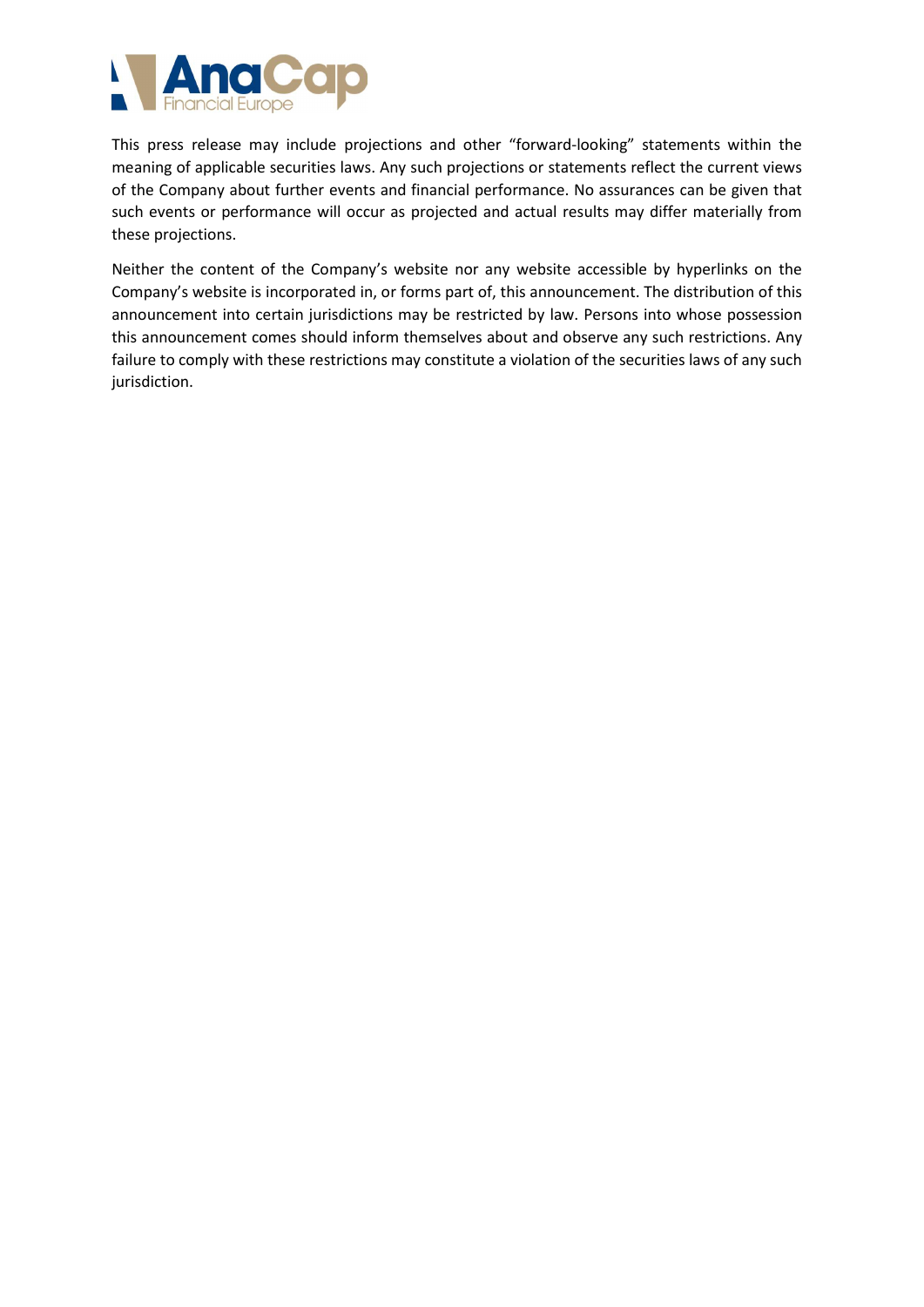This press release may include projections and other "forward-looking" statements within the meaning of applicable securities laws. Any such projections or statements reflect the current views of the Company about further events and financial performance. No assurances can be given that such events or performance will occur as projected and actual results may differ materially from these projections.

Neither the content of the Company's website nor any website accessible by hyperlinks on the Company's website is incorporated in, or forms part of, this announcement. The distribution of this announcement into certain jurisdictions may be restricted by law. Persons into whose possession this announcement comes should inform themselves about and observe any such restrictions. Any failure to comply with these restrictions may constitute a violation of the securities laws of any such jurisdiction.